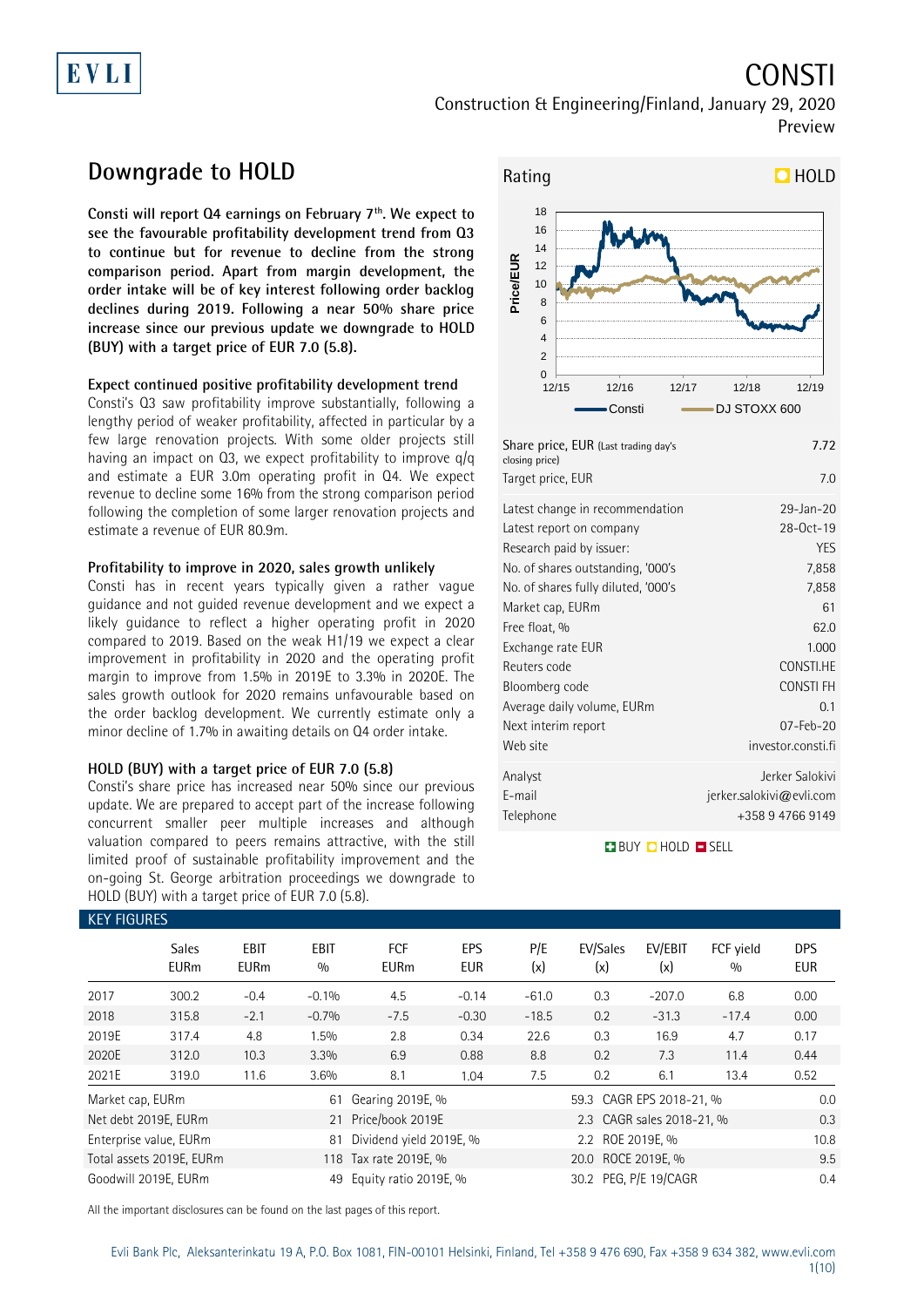EVLI

# CONSTI

Construction & Engineering/Finland, January 29, 2020

Preview

## Downgrade to HOLD

**Consti will report Q4 earnings on February 7th. We expect to see the favourable profitability development trend from Q3 to continue but for revenue to decline from the strong comparison period. Apart from margin development, the order intake will be of key interest following order backlog declines during 2019. Following a near 50% share price increase since our previous update we downgrade to HOLD (BUY) with a target price of EUR 7.0 (5.8).**

### Expect continued positive profitability development trend

Consti's Q3 saw profitability improve substantially, following a lengthy period of weaker profitability, affected in particular by a few large renovation projects. With some older projects still having an impact on Q3, we expect profitability to improve q/q and estimate a EUR 3.0m operating profit in Q4. We expect revenue to decline some 16% from the strong comparison period following the completion of some larger renovation projects and estimate a revenue of EUR 80.9m.

### Profitability to improve in 2020, sales growth unlikely

Consti has in recent years typically given a rather vague guidance and not guided revenue development and we expect a likely guidance to reflect a higher operating profit in 2020 compared to 2019. Based on the weak H1/19 we expect a clear improvement in profitability in 2020 and the operating profit margin to improve from 1.5% in 2019E to 3.3% in 2020E. The sales growth outlook for 2020 remains unfavourable based on the order backlog development. We currently estimate only a minor decline of 1.7% in awaiting details on Q4 order intake.

### HOLD (BUY) with a target price of EUR 7.0 (5.8)

Consti's share price has increased near 50% since our previous update. We are prepared to accept part of the increase following concurrent smaller peer multiple increases and although valuation compared to peers remains attractive, with the still limited proof of sustainable profitability improvement and the on-going St. George arbitration proceedings we downgrade to HOLD (BUY) with a target price of EUR 7.0 (5.8).

**Rating: HOLD**

| | |
|---|---|
| Share price, EUR (Last trading day's closing price) | 7.72 |
| Target price, EUR | 7.0 |
| Latest change in recommendation | 29-Jan-20 |
| Latest report on company | 28-Oct-19 |
| Research paid by issuer: | YES |
| No. of shares outstanding, '000's | 7,858 |
| No. of shares fully diluted, '000's | 7,858 |
| Market cap, EURm | 61 |
| Free float, % | 62.0 |
| Exchange rate EUR | 1.000 |
| Reuters code | CONSTI.HE |
| Bloomberg code | CONSTI FH |
| Average daily volume, EURm | 0.1 |
| Next interim report | 07-Feb-20 |
| Web site | investor.consti.fi |
| Analyst | Jerker Salokivi |
| E-mail | jerker.salokivi@evli.com |
| Telephone | +358 9 4766 9149 |

BUY HOLD SELL

### KEY FIGURES

| | Sales EURm | EBIT EURm | EBIT % | FCF EURm | EPS EUR | P/E (x) | EV/Sales (x) | EV/EBIT (x) | FCF yield % | DPS EUR |
|---|---|---|---|---|---|---|---|---|---|---|
| 2017 | 300.2 | -0.4 | -0.1% | 4.5 | -0.14 | -61.0 | 0.3 | -207.0 | 6.8 | 0.00 |
| 2018 | 315.8 | -2.1 | -0.7% | -7.5 | -0.30 | -18.5 | 0.2 | -31.3 | -17.4 | 0.00 |
| 2019E | 317.4 | 4.8 | 1.5% | 2.8 | 0.34 | 22.6 | 0.3 | 16.9 | 4.7 | 0.17 |
| 2020E | 312.0 | 10.3 | 3.3% | 6.9 | 0.88 | 8.8 | 0.2 | 7.3 | 11.4 | 0.44 |
| 2021E | 319.0 | 11.6 | 3.6% | 8.1 | 1.04 | 7.5 | 0.2 | 6.1 | 13.4 | 0.52 |

| | | | | | |
|---|---|---|---|---|---|
| Market cap, EURm | 61 | Gearing 2019E, % | 59.3 | CAGR EPS 2018-21, % | 0.0 |
| Net debt 2019E, EURm | 21 | Price/book 2019E | 2.3 | CAGR sales 2018-21, % | 0.3 |
| Enterprise value, EURm | 81 | Dividend yield 2019E, % | 2.2 | ROE 2019E, % | 10.8 |
| Total assets 2019E, EURm | 118 | Tax rate 2019E, % | 20.0 | ROCE 2019E, % | 9.5 |
| Goodwill 2019E, EURm | 49 | Equity ratio 2019E, % | 30.2 | PEG, P/E 19/CAGR | 0.4 |

All the important disclosures can be found on the last pages of this report.

Evli Bank Plc, Aleksanterinkatu 19 A, P.O. Box 1081, FIN-00101 Helsinki, Finland, Tel +358 9 476 690, Fax +358 9 634 382, www.evli.com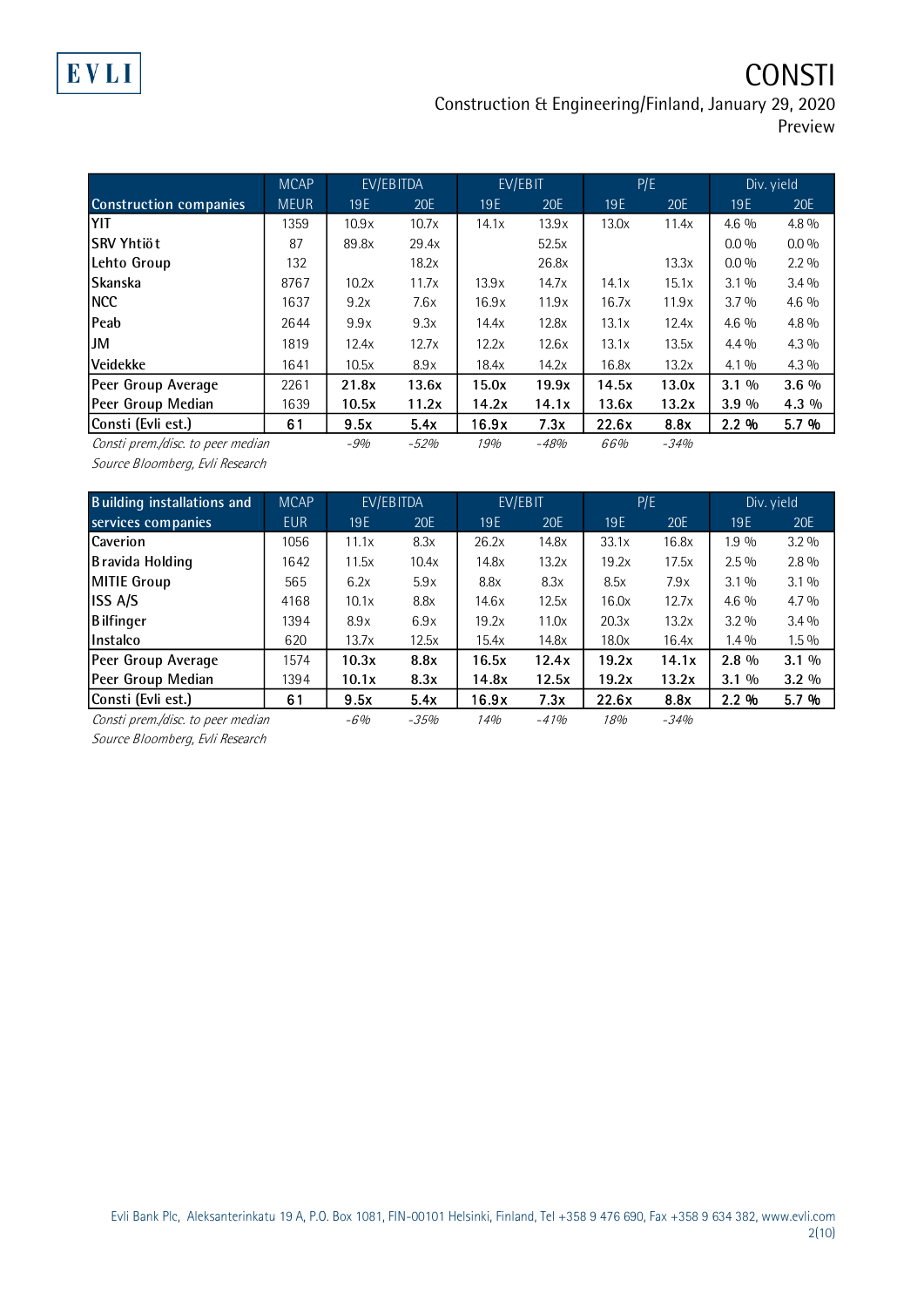| Construction companies | MCAP MEUR | EV/EBITDA 19E | EV/EBITDA 20E | EV/EBIT 19E | EV/EBIT 20E | P/E 19E | P/E 20E | Div. yield 19E | Div. yield 20E |
|---|---|---|---|---|---|---|---|---|---|
| YIT | 1359 | 10.9x | 10.7x | 14.1x | 13.9x | 13.0x | 11.4x | 4.6 % | 4.8 % |
| SRV Yhtiöt | 87 | 89.8x | 29.4x | | 52.5x | | | 0.0 % | 0.0 % |
| Lehto Group | 132 | | 18.2x | | 26.8x | | 13.3x | 0.0 % | 2.2 % |
| Skanska | 8767 | 10.2x | 11.7x | 13.9x | 14.7x | 14.1x | 15.1x | 3.1 % | 3.4 % |
| NCC | 1637 | 9.2x | 7.6x | 16.9x | 11.9x | 16.7x | 11.9x | 3.7 % | 4.6 % |
| Peab | 2644 | 9.9x | 9.3x | 14.4x | 12.8x | 13.1x | 12.4x | 4.6 % | 4.8 % |
| JM | 1819 | 12.4x | 12.7x | 12.2x | 12.6x | 13.1x | 13.5x | 4.4 % | 4.3 % |
| Veidekke | 1641 | 10.5x | 8.9x | 18.4x | 14.2x | 16.8x | 13.2x | 4.1 % | 4.3 % |
| Peer Group Average | 2261 | **21.8x** | **13.6x** | **15.0x** | **19.9x** | **14.5x** | **13.0x** | **3.1 %** | **3.6 %** |
| Peer Group Median | 1639 | **10.5x** | **11.2x** | **14.2x** | **14.1x** | **13.6x** | **13.2x** | **3.9 %** | **4.3 %** |
| Consti (Evli est.) | **61** | **9.5x** | **5.4x** | **16.9x** | **7.3x** | **22.6x** | **8.8x** | **2.2 %** | **5.7 %** |
| *Consti prem./disc. to peer median* | | *-9%* | *-52%* | *19%* | *-48%* | *66%* | *-34%* | | |

*Source Bloomberg, Evli Research*

| Building installations and services companies | MCAP EUR | EV/EBITDA 19E | EV/EBITDA 20E | EV/EBIT 19E | EV/EBIT 20E | P/E 19E | P/E 20E | Div. yield 19E | Div. yield 20E |
|---|---|---|---|---|---|---|---|---|---|
| Caverion | 1056 | 11.1x | 8.3x | 26.2x | 14.8x | 33.1x | 16.8x | 1.9 % | 3.2 % |
| Bravida Holding | 1642 | 11.5x | 10.4x | 14.8x | 13.2x | 19.2x | 17.5x | 2.5 % | 2.8 % |
| MITIE Group | 565 | 6.2x | 5.9x | 8.8x | 8.3x | 8.5x | 7.9x | 3.1 % | 3.1 % |
| ISS A/S | 4168 | 10.1x | 8.8x | 14.6x | 12.5x | 16.0x | 12.7x | 4.6 % | 4.7 % |
| Bilfinger | 1394 | 8.9x | 6.9x | 19.2x | 11.0x | 20.3x | 13.2x | 3.2 % | 3.4 % |
| Instalco | 620 | 13.7x | 12.5x | 15.4x | 14.8x | 18.0x | 16.4x | 1.4 % | 1.5 % |
| Peer Group Average | 1574 | **10.3x** | **8.8x** | **16.5x** | **12.4x** | **19.2x** | **14.1x** | **2.8 %** | **3.1 %** |
| Peer Group Median | 1394 | **10.1x** | **8.3x** | **14.8x** | **12.5x** | **19.2x** | **13.2x** | **3.1 %** | **3.2 %** |
| Consti (Evli est.) | **61** | **9.5x** | **5.4x** | **16.9x** | **7.3x** | **22.6x** | **8.8x** | **2.2 %** | **5.7 %** |
| *Consti prem./disc. to peer median* | | *-6%* | *-35%* | *14%* | *-41%* | *18%* | *-34%* | | |

*Source Bloomberg, Evli Research*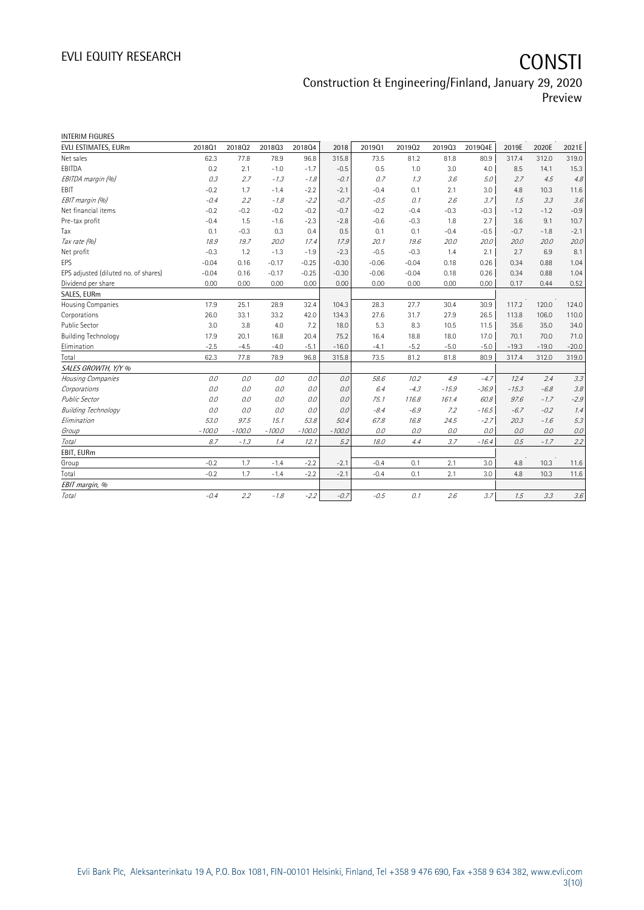INTERIM FIGURES

| EVLI ESTIMATES, EURm | 2018Q1 | 2018Q2 | 2018Q3 | 2018Q4 | 2018 | 2019Q1 | 2019Q2 | 2019Q3 | 2019Q4E | 2019E | 2020E | 2021E |
|---|---|---|---|---|---|---|---|---|---|---|---|---|
| Net sales | 62.3 | 77.8 | 78.9 | 96.8 | 315.8 | 73.5 | 81.2 | 81.8 | 80.9 | 317.4 | 312.0 | 319.0 |
| EBITDA | 0.2 | 2.1 | -1.0 | -1.7 | -0.5 | 0.5 | 1.0 | 3.0 | 4.0 | 8.5 | 14.1 | 15.3 |
| *EBITDA margin (%)* | *0.3* | *2.7* | *-1.3* | *-1.8* | *-0.1* | *0.7* | *1.3* | *3.6* | *5.0* | *2.7* | *4.5* | *4.8* |
| EBIT | -0.2 | 1.7 | -1.4 | -2.2 | -2.1 | -0.4 | 0.1 | 2.1 | 3.0 | 4.8 | 10.3 | 11.6 |
| *EBIT margin (%)* | *-0.4* | *2.2* | *-1.8* | *-2.2* | *-0.7* | *-0.5* | *0.1* | *2.6* | *3.7* | *1.5* | *3.3* | *3.6* |
| Net financial items | -0.2 | -0.2 | -0.2 | -0.2 | -0.7 | -0.2 | -0.4 | -0.3 | -0.3 | -1.2 | -1.2 | -0.9 |
| Pre-tax profit | -0.4 | 1.5 | -1.6 | -2.3 | -2.8 | -0.6 | -0.3 | 1.8 | 2.7 | 3.6 | 9.1 | 10.7 |
| Tax | 0.1 | -0.3 | 0.3 | 0.4 | 0.5 | 0.1 | 0.1 | -0.4 | -0.5 | -0.7 | -1.8 | -2.1 |
| *Tax rate (%)* | *18.9* | *19.7* | *20.0* | *17.4* | *17.9* | *20.1* | *19.6* | *20.0* | *20.0* | *20.0* | *20.0* | *20.0* |
| Net profit | -0.3 | 1.2 | -1.3 | -1.9 | -2.3 | -0.5 | -0.3 | 1.4 | 2.1 | 2.7 | 6.9 | 8.1 |
| EPS | -0.04 | 0.16 | -0.17 | -0.25 | -0.30 | -0.06 | -0.04 | 0.18 | 0.26 | 0.34 | 0.88 | 1.04 |
| EPS adjusted (diluted no. of shares) | -0.04 | 0.16 | -0.17 | -0.25 | -0.30 | -0.06 | -0.04 | 0.18 | 0.26 | 0.34 | 0.88 | 1.04 |
| Dividend per share | 0.00 | 0.00 | 0.00 | 0.00 | 0.00 | 0.00 | 0.00 | 0.00 | 0.00 | 0.17 | 0.44 | 0.52 |
| SALES, EURm | | | | | | | | | | | | |
| Housing Companies | 17.9 | 25.1 | 28.9 | 32.4 | 104.3 | 28.3 | 27.7 | 30.4 | 30.9 | 117.2 | 120.0 | 124.0 |
| Corporations | 26.0 | 33.1 | 33.2 | 42.0 | 134.3 | 27.6 | 31.7 | 27.9 | 26.5 | 113.8 | 106.0 | 110.0 |
| Public Sector | 3.0 | 3.8 | 4.0 | 7.2 | 18.0 | 5.3 | 8.3 | 10.5 | 11.5 | 35.6 | 35.0 | 34.0 |
| Building Technology | 17.9 | 20.1 | 16.8 | 20.4 | 75.2 | 16.4 | 18.8 | 18.0 | 17.0 | 70.1 | 70.0 | 71.0 |
| Elimination | -2.5 | -4.5 | -4.0 | -5.1 | -16.0 | -4.1 | -5.2 | -5.0 | -5.0 | -19.3 | -19.0 | -20.0 |
| Total | 62.3 | 77.8 | 78.9 | 96.8 | 315.8 | 73.5 | 81.2 | 81.8 | 80.9 | 317.4 | 312.0 | 319.0 |
| *SALES GROWTH, Y/Y %* | | | | | | | | | | | | |
| *Housing Companies* | *0.0* | *0.0* | *0.0* | *0.0* | *0.0* | *58.6* | *10.2* | *4.9* | *-4.7* | *12.4* | *2.4* | *3.3* |
| *Corporations* | *0.0* | *0.0* | *0.0* | *0.0* | *0.0* | *6.4* | *-4.3* | *-15.9* | *-36.9* | *-15.3* | *-6.8* | *3.8* |
| *Public Sector* | *0.0* | *0.0* | *0.0* | *0.0* | *0.0* | *75.1* | *116.8* | *161.4* | *60.8* | *97.6* | *-1.7* | *-2.9* |
| *Building Technology* | *0.0* | *0.0* | *0.0* | *0.0* | *0.0* | *-8.4* | *-6.9* | *7.2* | *-16.5* | *-6.7* | *-0.2* | *1.4* |
| *Elimination* | *53.0* | *97.5* | *15.1* | *53.8* | *50.4* | *67.8* | *16.8* | *24.5* | *-2.7* | *20.3* | *-1.6* | *5.3* |
| *Group* | *-100.0* | *-100.0* | *-100.0* | *-100.0* | *-100.0* | *0.0* | *0.0* | *0.0* | *0.0* | *0.0* | *0.0* | *0.0* |
| *Total* | *8.7* | *-1.3* | *1.4* | *12.1* | *5.2* | *18.0* | *4.4* | *3.7* | *-16.4* | *0.5* | *-1.7* | *2.2* |
| EBIT, EURm | | | | | | | | | | | | |
| Group | -0.2 | 1.7 | -1.4 | -2.2 | -2.1 | -0.4 | 0.1 | 2.1 | 3.0 | 4.8 | 10.3 | 11.6 |
| Total | -0.2 | 1.7 | -1.4 | -2.2 | -2.1 | -0.4 | 0.1 | 2.1 | 3.0 | 4.8 | 10.3 | 11.6 |
| *EBIT margin, %* | | | | | | | | | | | | |
| *Total* | *-0.4* | *2.2* | *-1.8* | *-2.2* | *-0.7* | *-0.5* | *0.1* | *2.6* | *3.7* | *1.5* | *3.3* | *3.6* |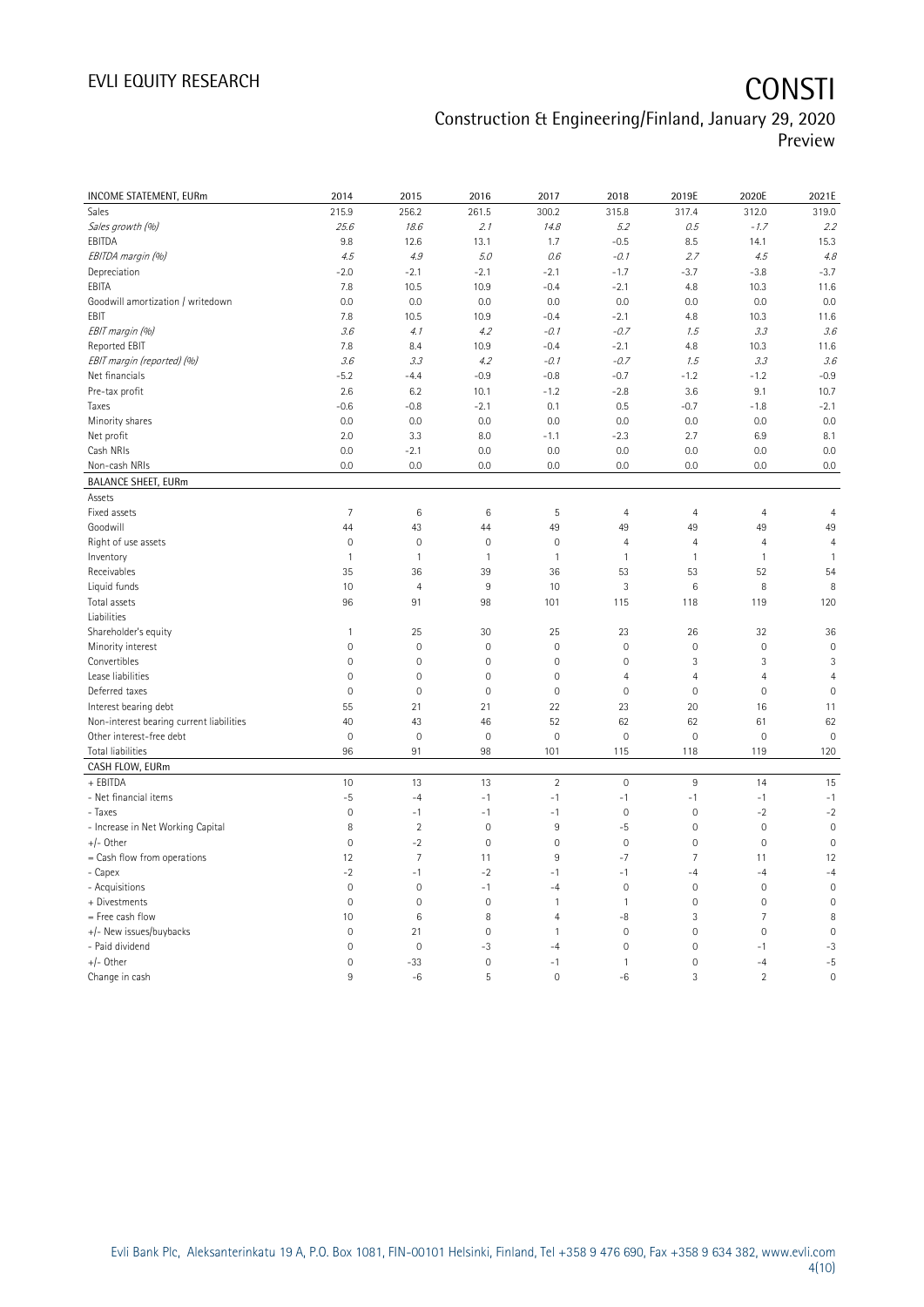| INCOME STATEMENT, EURm | 2014 | 2015 | 2016 | 2017 | 2018 | 2019E | 2020E | 2021E |
|---|---|---|---|---|---|---|---|---|
| Sales | 215.9 | 256.2 | 261.5 | 300.2 | 315.8 | 317.4 | 312.0 | 319.0 |
| *Sales growth (%)* | *25.6* | *18.6* | *2.1* | *14.8* | *5.2* | *0.5* | *-1.7* | *2.2* |
| EBITDA | 9.8 | 12.6 | 13.1 | 1.7 | -0.5 | 8.5 | 14.1 | 15.3 |
| *EBITDA margin (%)* | *4.5* | *4.9* | *5.0* | *0.6* | *-0.1* | *2.7* | *4.5* | *4.8* |
| Depreciation | -2.0 | -2.1 | -2.1 | -2.1 | -1.7 | -3.7 | -3.8 | -3.7 |
| EBITA | 7.8 | 10.5 | 10.9 | -0.4 | -2.1 | 4.8 | 10.3 | 11.6 |
| Goodwill amortization / writedown | 0.0 | 0.0 | 0.0 | 0.0 | 0.0 | 0.0 | 0.0 | 0.0 |
| EBIT | 7.8 | 10.5 | 10.9 | -0.4 | -2.1 | 4.8 | 10.3 | 11.6 |
| *EBIT margin (%)* | *3.6* | *4.1* | *4.2* | *-0.1* | *-0.7* | *1.5* | *3.3* | *3.6* |
| Reported EBIT | 7.8 | 8.4 | 10.9 | -0.4 | -2.1 | 4.8 | 10.3 | 11.6 |
| *EBIT margin (reported) (%)* | *3.6* | *3.3* | *4.2* | *-0.1* | *-0.7* | *1.5* | *3.3* | *3.6* |
| Net financials | -5.2 | -4.4 | -0.9 | -0.8 | -0.7 | -1.2 | -1.2 | -0.9 |
| Pre-tax profit | 2.6 | 6.2 | 10.1 | -1.2 | -2.8 | 3.6 | 9.1 | 10.7 |
| Taxes | -0.6 | -0.8 | -2.1 | 0.1 | 0.5 | -0.7 | -1.8 | -2.1 |
| Minority shares | 0.0 | 0.0 | 0.0 | 0.0 | 0.0 | 0.0 | 0.0 | 0.0 |
| Net profit | 2.0 | 3.3 | 8.0 | -1.1 | -2.3 | 2.7 | 6.9 | 8.1 |
| Cash NRIs | 0.0 | -2.1 | 0.0 | 0.0 | 0.0 | 0.0 | 0.0 | 0.0 |
| Non-cash NRIs | 0.0 | 0.0 | 0.0 | 0.0 | 0.0 | 0.0 | 0.0 | 0.0 |
| **BALANCE SHEET, EURm** | | | | | | | | |
| Assets | | | | | | | | |
| Fixed assets | 7 | 6 | 6 | 5 | 4 | 4 | 4 | 4 |
| Goodwill | 44 | 43 | 44 | 49 | 49 | 49 | 49 | 49 |
| Right of use assets | 0 | 0 | 0 | 0 | 4 | 4 | 4 | 4 |
| Inventory | 1 | 1 | 1 | 1 | 1 | 1 | 1 | 1 |
| Receivables | 35 | 36 | 39 | 36 | 53 | 53 | 52 | 54 |
| Liquid funds | 10 | 4 | 9 | 10 | 3 | 6 | 8 | 8 |
| Total assets | 96 | 91 | 98 | 101 | 115 | 118 | 119 | 120 |
| Liabilities | | | | | | | | |
| Shareholder's equity | 1 | 25 | 30 | 25 | 23 | 26 | 32 | 36 |
| Minority interest | 0 | 0 | 0 | 0 | 0 | 0 | 0 | 0 |
| Convertibles | 0 | 0 | 0 | 0 | 0 | 3 | 3 | 3 |
| Lease liabilities | 0 | 0 | 0 | 0 | 4 | 4 | 4 | 4 |
| Deferred taxes | 0 | 0 | 0 | 0 | 0 | 0 | 0 | 0 |
| Interest bearing debt | 55 | 21 | 21 | 22 | 23 | 20 | 16 | 11 |
| Non-interest bearing current liabilities | 40 | 43 | 46 | 52 | 62 | 62 | 61 | 62 |
| Other interest-free debt | 0 | 0 | 0 | 0 | 0 | 0 | 0 | 0 |
| Total liabilities | 96 | 91 | 98 | 101 | 115 | 118 | 119 | 120 |
| **CASH FLOW, EURm** | | | | | | | | |
| + EBITDA | 10 | 13 | 13 | 2 | 0 | 9 | 14 | 15 |
| - Net financial items | -5 | -4 | -1 | -1 | -1 | -1 | -1 | -1 |
| - Taxes | 0 | -1 | -1 | -1 | 0 | 0 | -2 | -2 |
| - Increase in Net Working Capital | 8 | 2 | 0 | 9 | -5 | 0 | 0 | 0 |
| +/- Other | 0 | -2 | 0 | 0 | 0 | 0 | 0 | 0 |
| = Cash flow from operations | 12 | 7 | 11 | 9 | -7 | 7 | 11 | 12 |
| - Capex | -2 | -1 | -2 | -1 | -1 | -4 | -4 | -4 |
| - Acquisitions | 0 | 0 | -1 | -4 | 0 | 0 | 0 | 0 |
| + Divestments | 0 | 0 | 0 | 1 | 1 | 0 | 0 | 0 |
| = Free cash flow | 10 | 6 | 8 | 4 | -8 | 3 | 7 | 8 |
| +/- New issues/buybacks | 0 | 21 | 0 | 1 | 0 | 0 | 0 | 0 |
| - Paid dividend | 0 | 0 | -3 | -4 | 0 | 0 | -1 | -3 |
| +/- Other | 0 | -33 | 0 | -1 | 1 | 0 | -4 | -5 |
| Change in cash | 9 | -6 | 5 | 0 | -6 | 3 | 2 | 0 |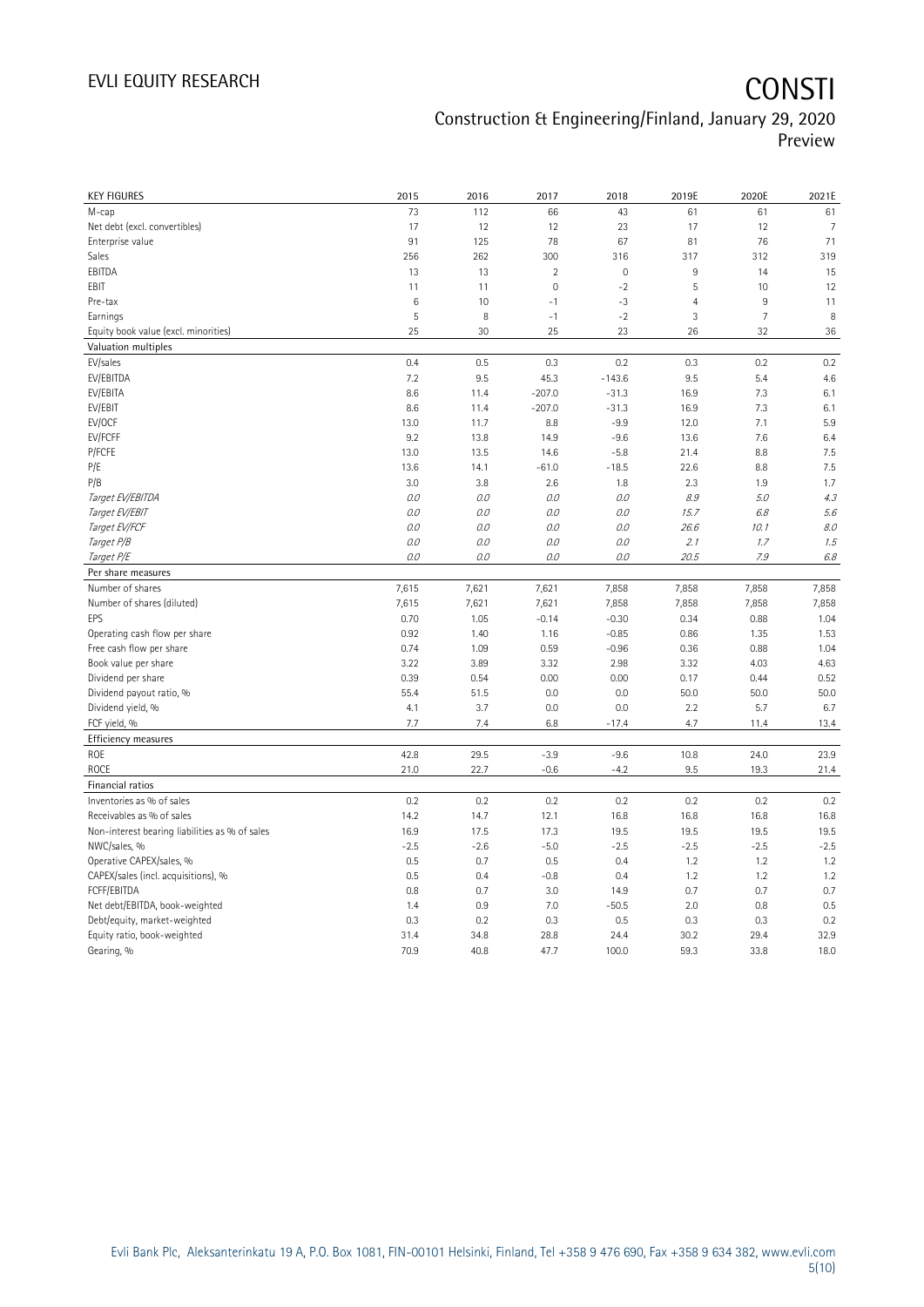| KEY FIGURES | 2015 | 2016 | 2017 | 2018 | 2019E | 2020E | 2021E |
|---|---|---|---|---|---|---|---|
| M-cap | 73 | 112 | 66 | 43 | 61 | 61 | 61 |
| Net debt (excl. convertibles) | 17 | 12 | 12 | 23 | 17 | 12 | 7 |
| Enterprise value | 91 | 125 | 78 | 67 | 81 | 76 | 71 |
| Sales | 256 | 262 | 300 | 316 | 317 | 312 | 319 |
| EBITDA | 13 | 13 | 2 | 0 | 9 | 14 | 15 |
| EBIT | 11 | 11 | 0 | -2 | 5 | 10 | 12 |
| Pre-tax | 6 | 10 | -1 | -3 | 4 | 9 | 11 |
| Earnings | 5 | 8 | -1 | -2 | 3 | 7 | 8 |
| Equity book value (excl. minorities) | 25 | 30 | 25 | 23 | 26 | 32 | 36 |
| **Valuation multiples** | | | | | | | |
| EV/sales | 0.4 | 0.5 | 0.3 | 0.2 | 0.3 | 0.2 | 0.2 |
| EV/EBITDA | 7.2 | 9.5 | 45.3 | -143.6 | 9.5 | 5.4 | 4.6 |
| EV/EBITA | 8.6 | 11.4 | -207.0 | -31.3 | 16.9 | 7.3 | 6.1 |
| EV/EBIT | 8.6 | 11.4 | -207.0 | -31.3 | 16.9 | 7.3 | 6.1 |
| EV/OCF | 13.0 | 11.7 | 8.8 | -9.9 | 12.0 | 7.1 | 5.9 |
| EV/FCFF | 9.2 | 13.8 | 14.9 | -9.6 | 13.6 | 7.6 | 6.4 |
| P/FCFE | 13.0 | 13.5 | 14.6 | -5.8 | 21.4 | 8.8 | 7.5 |
| P/E | 13.6 | 14.1 | -61.0 | -18.5 | 22.6 | 8.8 | 7.5 |
| P/B | 3.0 | 3.8 | 2.6 | 1.8 | 2.3 | 1.9 | 1.7 |
| *Target EV/EBITDA* | *0.0* | *0.0* | *0.0* | *0.0* | *8.9* | *5.0* | *4.3* |
| *Target EV/EBIT* | *0.0* | *0.0* | *0.0* | *0.0* | *15.7* | *6.8* | *5.6* |
| *Target EV/FCF* | *0.0* | *0.0* | *0.0* | *0.0* | *26.6* | *10.1* | *8.0* |
| *Target P/B* | *0.0* | *0.0* | *0.0* | *0.0* | *2.1* | *1.7* | *1.5* |
| *Target P/E* | *0.0* | *0.0* | *0.0* | *0.0* | *20.5* | *7.9* | *6.8* |
| **Per share measures** | | | | | | | |
| Number of shares | 7,615 | 7,621 | 7,621 | 7,858 | 7,858 | 7,858 | 7,858 |
| Number of shares (diluted) | 7,615 | 7,621 | 7,621 | 7,858 | 7,858 | 7,858 | 7,858 |
| EPS | 0.70 | 1.05 | -0.14 | -0.30 | 0.34 | 0.88 | 1.04 |
| Operating cash flow per share | 0.92 | 1.40 | 1.16 | -0.85 | 0.86 | 1.35 | 1.53 |
| Free cash flow per share | 0.74 | 1.09 | 0.59 | -0.96 | 0.36 | 0.88 | 1.04 |
| Book value per share | 3.22 | 3.89 | 3.32 | 2.98 | 3.32 | 4.03 | 4.63 |
| Dividend per share | 0.39 | 0.54 | 0.00 | 0.00 | 0.17 | 0.44 | 0.52 |
| Dividend payout ratio, % | 55.4 | 51.5 | 0.0 | 0.0 | 50.0 | 50.0 | 50.0 |
| Dividend yield, % | 4.1 | 3.7 | 0.0 | 0.0 | 2.2 | 5.7 | 6.7 |
| FCF yield, % | 7.7 | 7.4 | 6.8 | -17.4 | 4.7 | 11.4 | 13.4 |
| **Efficiency measures** | | | | | | | |
| ROE | 42.8 | 29.5 | -3.9 | -9.6 | 10.8 | 24.0 | 23.9 |
| ROCE | 21.0 | 22.7 | -0.6 | -4.2 | 9.5 | 19.3 | 21.4 |
| **Financial ratios** | | | | | | | |
| Inventories as % of sales | 0.2 | 0.2 | 0.2 | 0.2 | 0.2 | 0.2 | 0.2 |
| Receivables as % of sales | 14.2 | 14.7 | 12.1 | 16.8 | 16.8 | 16.8 | 16.8 |
| Non-interest bearing liabilities as % of sales | 16.9 | 17.5 | 17.3 | 19.5 | 19.5 | 19.5 | 19.5 |
| NWC/sales, % | -2.5 | -2.6 | -5.0 | -2.5 | -2.5 | -2.5 | -2.5 |
| Operative CAPEX/sales, % | 0.5 | 0.7 | 0.5 | 0.4 | 1.2 | 1.2 | 1.2 |
| CAPEX/sales (incl. acquisitions), % | 0.5 | 0.4 | -0.8 | 0.4 | 1.2 | 1.2 | 1.2 |
| FCFF/EBITDA | 0.8 | 0.7 | 3.0 | 14.9 | 0.7 | 0.7 | 0.7 |
| Net debt/EBITDA, book-weighted | 1.4 | 0.9 | 7.0 | -50.5 | 2.0 | 0.8 | 0.5 |
| Debt/equity, market-weighted | 0.3 | 0.2 | 0.3 | 0.5 | 0.3 | 0.3 | 0.2 |
| Equity ratio, book-weighted | 31.4 | 34.8 | 28.8 | 24.4 | 30.2 | 29.4 | 32.9 |
| Gearing, % | 70.9 | 40.8 | 47.7 | 100.0 | 59.3 | 33.8 | 18.0 |

Evli Bank Plc, Aleksanterinkatu 19 A, P.O. Box 1081, FIN-00101 Helsinki, Finland, Tel +358 9 476 690, Fax +358 9 634 382, www.evli.com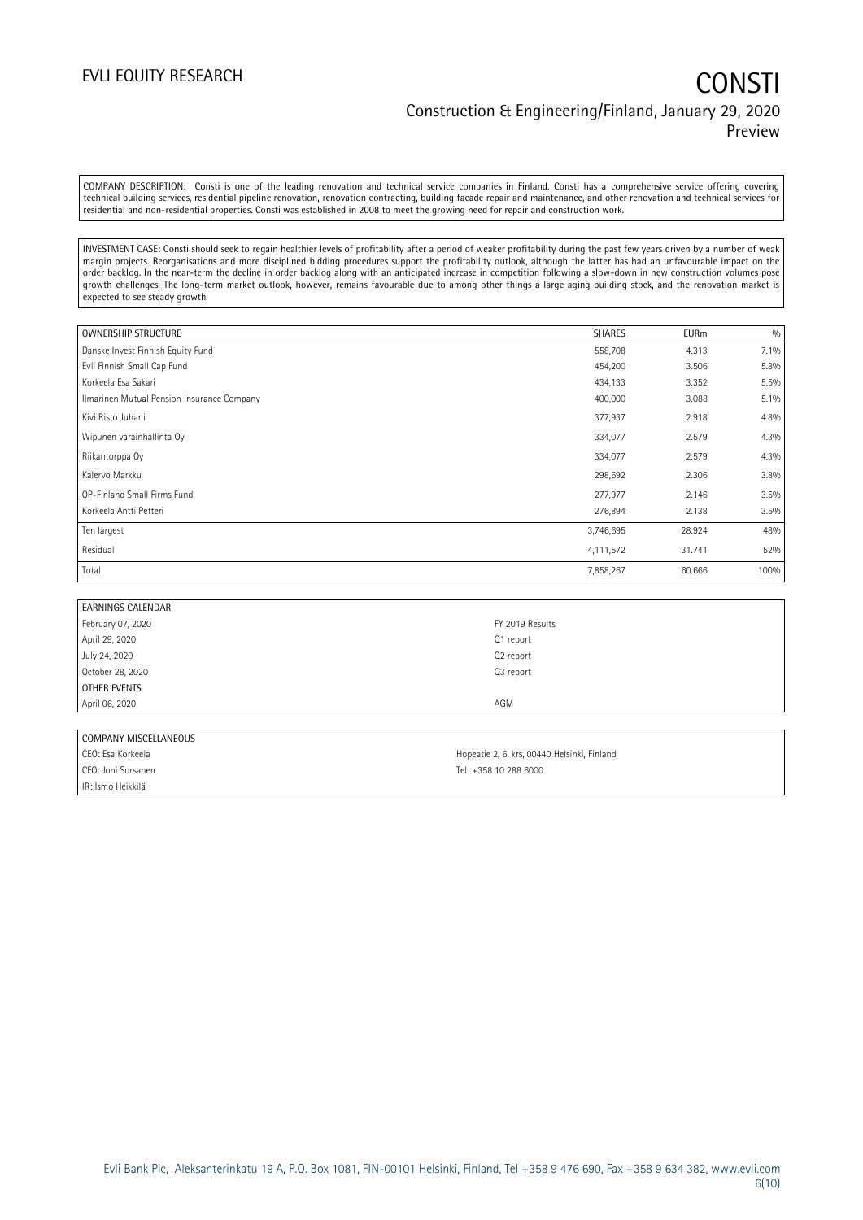COMPANY DESCRIPTION: Consti is one of the leading renovation and technical service companies in Finland. Consti has a comprehensive service offering covering technical building services, residential pipeline renovation, renovation contracting, building facade repair and maintenance, and other renovation and technical services for residential and non-residential properties. Consti was established in 2008 to meet the growing need for repair and construction work.

INVESTMENT CASE: Consti should seek to regain healthier levels of profitability after a period of weaker profitability during the past few years driven by a number of weak margin projects. Reorganisations and more disciplined bidding procedures support the profitability outlook, although the latter has had an unfavourable impact on the order backlog. In the near-term the decline in order backlog along with an anticipated increase in competition following a slow-down in new construction volumes pose growth challenges. The long-term market outlook, however, remains favourable due to among other things a large aging building stock, and the renovation market is expected to see steady growth.

| OWNERSHIP STRUCTURE | SHARES | EURm | % |
|---|---|---|---|
| Danske Invest Finnish Equity Fund | 558,708 | 4.313 | 7.1% |
| Evli Finnish Small Cap Fund | 454,200 | 3.506 | 5.8% |
| Korkeela Esa Sakari | 434,133 | 3.352 | 5.5% |
| Ilmarinen Mutual Pension Insurance Company | 400,000 | 3.088 | 5.1% |
| Kivi Risto Juhani | 377,937 | 2.918 | 4.8% |
| Wipunen varainhallinta Oy | 334,077 | 2.579 | 4.3% |
| Riikantorppa Oy | 334,077 | 2.579 | 4.3% |
| Kalervo Markku | 298,692 | 2.306 | 3.8% |
| OP-Finland Small Firms Fund | 277,977 | 2.146 | 3.5% |
| Korkeela Antti Petteri | 276,894 | 2.138 | 3.5% |
| Ten largest | 3,746,695 | 28.924 | 48% |
| Residual | 4,111,572 | 31.741 | 52% |
| Total | 7,858,267 | 60.666 | 100% |

| EARNINGS CALENDAR | |
|---|---|
| February 07, 2020 | FY 2019 Results |
| April 29, 2020 | Q1 report |
| July 24, 2020 | Q2 report |
| October 28, 2020 | Q3 report |
| OTHER EVENTS | |
| April 06, 2020 | AGM |

| COMPANY MISCELLANEOUS | |
|---|---|
| CEO: Esa Korkeela | Hopeatie 2, 6. krs, 00440 Helsinki, Finland |
| CFO: Joni Sorsanen | Tel: +358 10 288 6000 |
| IR: Ismo Heikkilä | |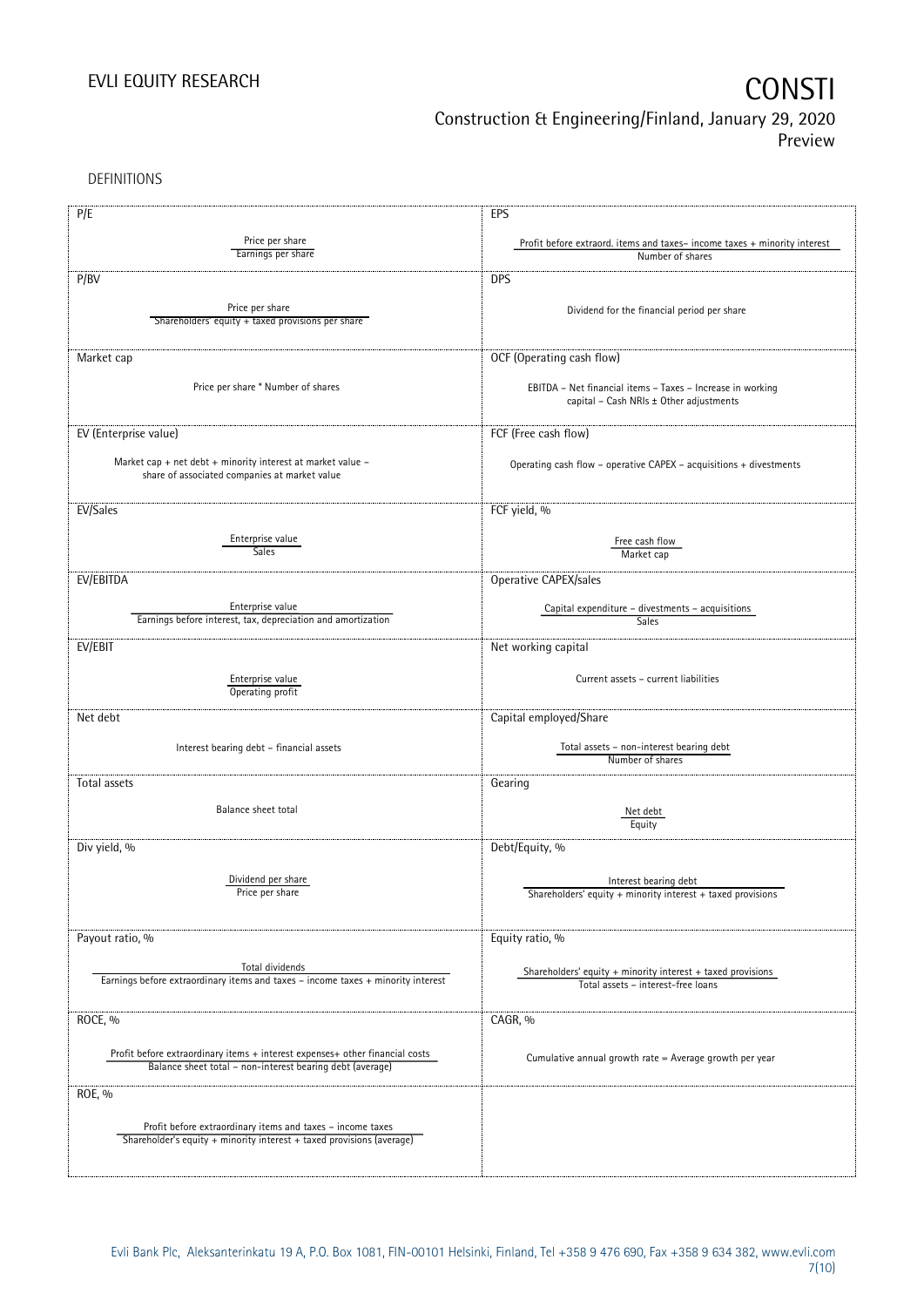DEFINITIONS

| P/E | EPS |
|---|---|
| $\frac{\text{Price per share}}{\text{Earnings per share}}$ | $\frac{\text{Profit before extraord. items and taxes– income taxes + minority interest}}{\text{Number of shares}}$ |
| **P/BV** | **DPS** |
| $\frac{\text{Price per share}}{\text{Shareholders' equity + taxed provisions per share}}$ | Dividend for the financial period per share |
| **Market cap** | **OCF (Operating cash flow)** |
| Price per share * Number of shares | EBITDA – Net financial items – Taxes – Increase in working capital – Cash NRIs ± Other adjustments |
| **EV (Enterprise value)** | **FCF (Free cash flow)** |
| Market cap + net debt + minority interest at market value – share of associated companies at market value | Operating cash flow – operative CAPEX – acquisitions + divestments |
| **EV/Sales** | **FCF yield, %** |
| $\frac{\text{Enterprise value}}{\text{Sales}}$ | $\frac{\text{Free cash flow}}{\text{Market cap}}$ |
| **EV/EBITDA** | **Operative CAPEX/sales** |
| $\frac{\text{Enterprise value}}{\text{Earnings before interest, tax, depreciation and amortization}}$ | $\frac{\text{Capital expenditure – divestments – acquisitions}}{\text{Sales}}$ |
| **EV/EBIT** | **Net working capital** |
| $\frac{\text{Enterprise value}}{\text{Operating profit}}$ | Current assets – current liabilities |
| **Net debt** | **Capital employed/Share** |
| Interest bearing debt – financial assets | $\frac{\text{Total assets – non-interest bearing debt}}{\text{Number of shares}}$ |
| **Total assets** | **Gearing** |
| Balance sheet total | $\frac{\text{Net debt}}{\text{Equity}}$ |
| **Div yield, %** | **Debt/Equity, %** |
| $\frac{\text{Dividend per share}}{\text{Price per share}}$ | $\frac{\text{Interest bearing debt}}{\text{Shareholders' equity + minority interest + taxed provisions}}$ |
| **Payout ratio, %** | **Equity ratio, %** |
| $\frac{\text{Total dividends}}{\text{Earnings before extraordinary items and taxes – income taxes + minority interest}}$ | $\frac{\text{Shareholders' equity + minority interest + taxed provisions}}{\text{Total assets – interest-free loans}}$ |
| **ROCE, %** | **CAGR, %** |
| $\frac{\text{Profit before extraordinary items + interest expenses+ other financial costs}}{\text{Balance sheet total – non-interest bearing debt (average)}}$ | Cumulative annual growth rate = Average growth per year |
| **ROE, %** | |
| $\frac{\text{Profit before extraordinary items and taxes – income taxes}}{\text{Shareholder's equity + minority interest + taxed provisions (average)}}$ | |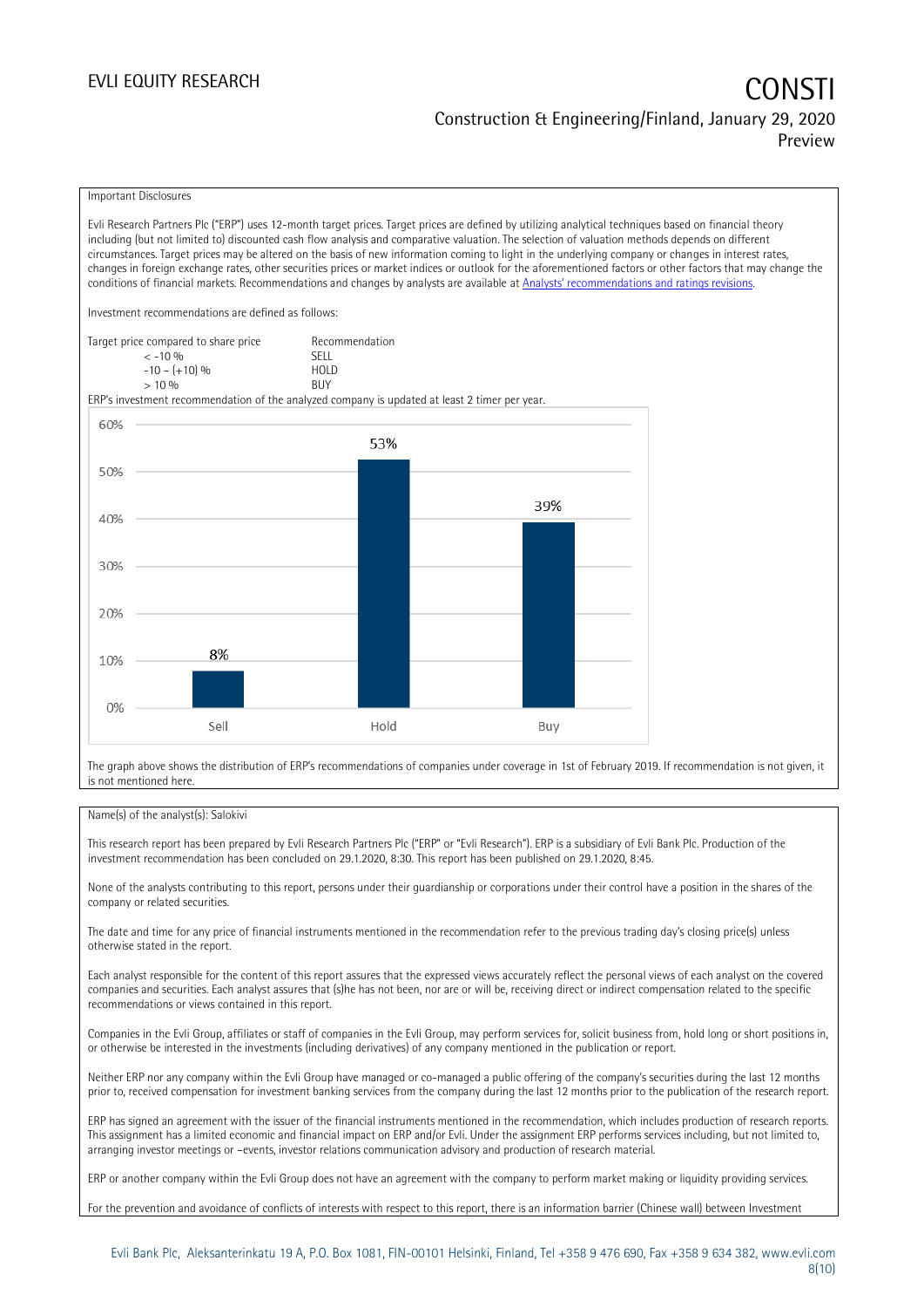Important Disclosures

Evli Research Partners Plc ("ERP") uses 12-month target prices. Target prices are defined by utilizing analytical techniques based on financial theory including (but not limited to) discounted cash flow analysis and comparative valuation. The selection of valuation methods depends on different circumstances. Target prices may be altered on the basis of new information coming to light in the underlying company or changes in interest rates, changes in foreign exchange rates, other securities prices or market indices or outlook for the aforementioned factors or other factors that may change the conditions of financial markets. Recommendations and changes by analysts are available at [Analysts' recommendations and ratings revisions](Analysts' recommendations and ratings revisions).

Investment recommendations are defined as follows:

| Target price compared to share price | Recommendation |
|---|---|
| < -10 % | SELL |
| -10 – (+10) % | HOLD |
| > 10 % | BUY |

ERP's investment recommendation of the analyzed company is updated at least 2 timer per year.

| | Sell | Hold | Buy |
|---|---|---|---|
| Share | 8% | 53% | 39% |

The graph above shows the distribution of ERP's recommendations of companies under coverage in 1st of February 2019. If recommendation is not given, it is not mentioned here.

Name(s) of the analyst(s): Salokivi

This research report has been prepared by Evli Research Partners Plc ("ERP" or "Evli Research"). ERP is a subsidiary of Evli Bank Plc. Production of the investment recommendation has been concluded on 29.1.2020, 8:30. This report has been published on 29.1.2020, 8:45.

None of the analysts contributing to this report, persons under their guardianship or corporations under their control have a position in the shares of the company or related securities.

The date and time for any price of financial instruments mentioned in the recommendation refer to the previous trading day's closing price(s) unless otherwise stated in the report.

Each analyst responsible for the content of this report assures that the expressed views accurately reflect the personal views of each analyst on the covered companies and securities. Each analyst assures that (s)he has not been, nor are or will be, receiving direct or indirect compensation related to the specific recommendations or views contained in this report.

Companies in the Evli Group, affiliates or staff of companies in the Evli Group, may perform services for, solicit business from, hold long or short positions in, or otherwise be interested in the investments (including derivatives) of any company mentioned in the publication or report.

Neither ERP nor any company within the Evli Group have managed or co-managed a public offering of the company's securities during the last 12 months prior to, received compensation for investment banking services from the company during the last 12 months prior to the publication of the research report.

ERP has signed an agreement with the issuer of the financial instruments mentioned in the recommendation, which includes production of research reports. This assignment has a limited economic and financial impact on ERP and/or Evli. Under the assignment ERP performs services including, but not limited to, arranging investor meetings or –events, investor relations communication advisory and production of research material.

ERP or another company within the Evli Group does not have an agreement with the company to perform market making or liquidity providing services.

For the prevention and avoidance of conflicts of interests with respect to this report, there is an information barrier (Chinese wall) between Investment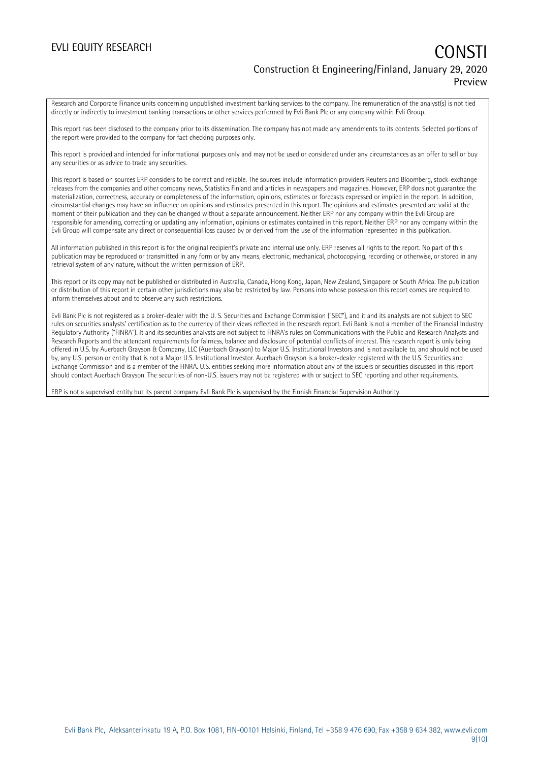Research and Corporate Finance units concerning unpublished investment banking services to the company. The remuneration of the analyst(s) is not tied directly or indirectly to investment banking transactions or other services performed by Evli Bank Plc or any company within Evli Group.

This report has been disclosed to the company prior to its dissemination. The company has not made any amendments to its contents. Selected portions of the report were provided to the company for fact checking purposes only.

This report is provided and intended for informational purposes only and may not be used or considered under any circumstances as an offer to sell or buy any securities or as advice to trade any securities.

This report is based on sources ERP considers to be correct and reliable. The sources include information providers Reuters and Bloomberg, stock-exchange releases from the companies and other company news, Statistics Finland and articles in newspapers and magazines. However, ERP does not guarantee the materialization, correctness, accuracy or completeness of the information, opinions, estimates or forecasts expressed or implied in the report. In addition, circumstantial changes may have an influence on opinions and estimates presented in this report. The opinions and estimates presented are valid at the moment of their publication and they can be changed without a separate announcement. Neither ERP nor any company within the Evli Group are responsible for amending, correcting or updating any information, opinions or estimates contained in this report. Neither ERP nor any company within the Evli Group will compensate any direct or consequential loss caused by or derived from the use of the information represented in this publication.

All information published in this report is for the original recipient's private and internal use only. ERP reserves all rights to the report. No part of this publication may be reproduced or transmitted in any form or by any means, electronic, mechanical, photocopying, recording or otherwise, or stored in any retrieval system of any nature, without the written permission of ERP.

This report or its copy may not be published or distributed in Australia, Canada, Hong Kong, Japan, New Zealand, Singapore or South Africa. The publication or distribution of this report in certain other jurisdictions may also be restricted by law. Persons into whose possession this report comes are required to inform themselves about and to observe any such restrictions.

Evli Bank Plc is not registered as a broker-dealer with the U. S. Securities and Exchange Commission ("SEC"), and it and its analysts are not subject to SEC rules on securities analysts' certification as to the currency of their views reflected in the research report. Evli Bank is not a member of the Financial Industry Regulatory Authority ("FINRA"). It and its securities analysts are not subject to FINRA's rules on Communications with the Public and Research Analysts and Research Reports and the attendant requirements for fairness, balance and disclosure of potential conflicts of interest. This research report is only being offered in U.S. by Auerbach Grayson & Company, LLC (Auerbach Grayson) to Major U.S. Institutional Investors and is not available to, and should not be used by, any U.S. person or entity that is not a Major U.S. Institutional Investor. Auerbach Grayson is a broker-dealer registered with the U.S. Securities and Exchange Commission and is a member of the FINRA. U.S. entities seeking more information about any of the issuers or securities discussed in this report should contact Auerbach Grayson. The securities of non-U.S. issuers may not be registered with or subject to SEC reporting and other requirements.

ERP is not a supervised entity but its parent company Evli Bank Plc is supervised by the Finnish Financial Supervision Authority.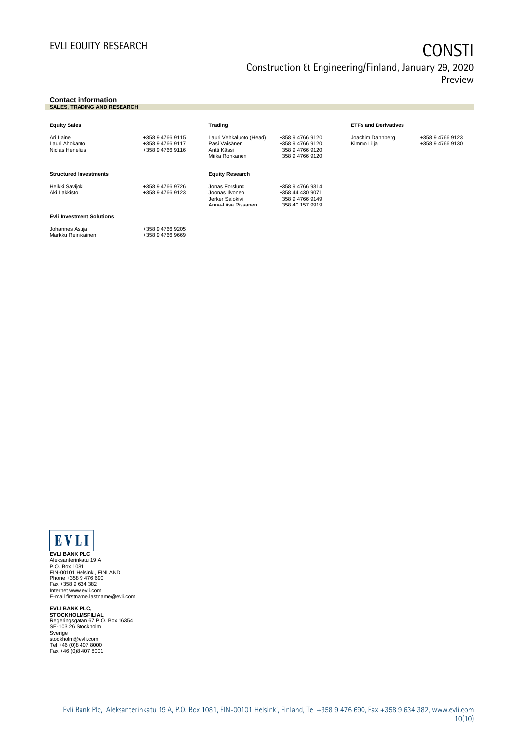## Contact information

**SALES, TRADING AND RESEARCH**

| **Equity Sales** | | **Trading** | | **ETFs and Derivatives** | |
|---|---|---|---|---|---|
| Ari Laine | +358 9 4766 9115 | Lauri Vehkaluoto (Head) | +358 9 4766 9120 | Joachim Dannberg | +358 9 4766 9123 |
| Lauri Ahokanto | +358 9 4766 9117 | Pasi Väisänen | +358 9 4766 9120 | Kimmo Lilja | +358 9 4766 9130 |
| Niclas Henelius | +358 9 4766 9116 | Antti Kässi | +358 9 4766 9120 | | |
| | | Miika Ronkanen | +358 9 4766 9120 | | |

| **Structured Investments** | | **Equity Research** | |
|---|---|---|---|
| Heikki Savijoki | +358 9 4766 9726 | Jonas Forslund | +358 9 4766 9314 |
| Aki Lakkisto | +358 9 4766 9123 | Joonas Ilvonen | +358 44 430 9071 |
| | | Jerker Salokivi | +358 9 4766 9149 |
| | | Anna-Liisa Rissanen | +358 40 157 9919 |

| **Evli Investment Solutions** | |
|---|---|
| Johannes Asuja | +358 9 4766 9205 |
| Markku Reinikainen | +358 9 4766 9669 |

**EVLI BANK PLC**
Aleksanterinkatu 19 A
P.O. Box 1081
FIN-00101 Helsinki, FINLAND
Phone +358 9 476 690
Fax +358 9 634 382
Internet www.evli.com
E-mail firstname.lastname@evli.com

**EVLI BANK PLC, STOCKHOLMSFILIAL**
Regeringsgatan 67 P.O. Box 16354
SE-103 26 Stockholm
Sverige
stockholm@evli.com
Tel +46 (0)8 407 8000
Fax +46 (0)8 407 8001